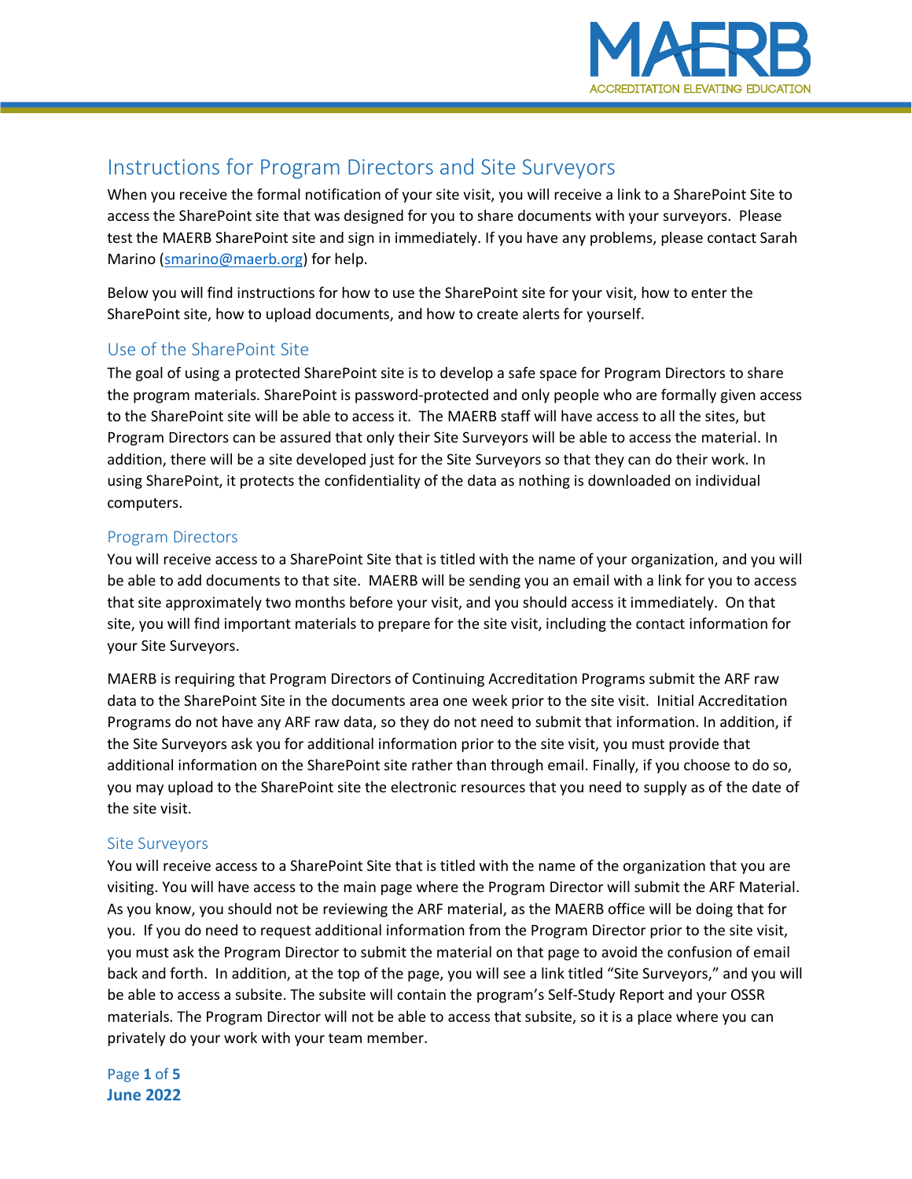# Instructions for Program Directors and Site Surveyors

When you receive the formal notification of your site visit, you will receive a link to a SharePoint Site to access the SharePoint site that was designed for you to share documents with your surveyors. Please test the MAERB SharePoint site and sign in immediately. If you have any problems, please contact Sarah Marino (smarino@maerb.org) for help.

Below you will find instructions for how to use the SharePoint site for your visit, how to enter the SharePoint site, how to upload documents, and how to create alerts for yourself.

## Use of the SharePoint Site

The goal of using a protected SharePoint site is to develop a safe space for Program Directors to share the program materials. SharePoint is password-protected and only people who are formally given access to the SharePoint site will be able to access it. The MAERB staff will have access to all the sites, but Program Directors can be assured that only their Site Surveyors will be able to access the material. In addition, there will be a site developed just for the Site Surveyors so that they can do their work. In using SharePoint, it protects the confidentiality of the data as nothing is downloaded on individual computers.

### Program Directors

You will receive access to a SharePoint Site that is titled with the name of your organization, and you will be able to add documents to that site. MAERB will be sending you an email with a link for you to access that site approximately two months before your visit, and you should access it immediately. On that site, you will find important materials to prepare for the site visit, including the contact information for your Site Surveyors.

MAERB is requiring that Program Directors of Continuing Accreditation Programs submit the ARF raw data to the SharePoint Site in the documents area one week prior to the site visit. Initial Accreditation Programs do not have any ARF raw data, so they do not need to submit that information. In addition, if the Site Surveyors ask you for additional information prior to the site visit, you must provide that additional information on the SharePoint site rather than through email. Finally, if you choose to do so, you may upload to the SharePoint site the electronic resources that you need to supply as of the date of the site visit.

### Site Surveyors

You will receive access to a SharePoint Site that is titled with the name of the organization that you are visiting. You will have access to the main page where the Program Director will submit the ARF Material. As you know, you should not be reviewing the ARF material, as the MAERB office will be doing that for you. If you do need to request additional information from the Program Director prior to the site visit, you must ask the Program Director to submit the material on that page to avoid the confusion of email back and forth. In addition, at the top of the page, you will see a link titled "Site Surveyors," and you will be able to access a subsite. The subsite will contain the program's Self-Study Report and your OSSR materials. The Program Director will not be able to access that subsite, so it is a place where you can privately do your work with your team member.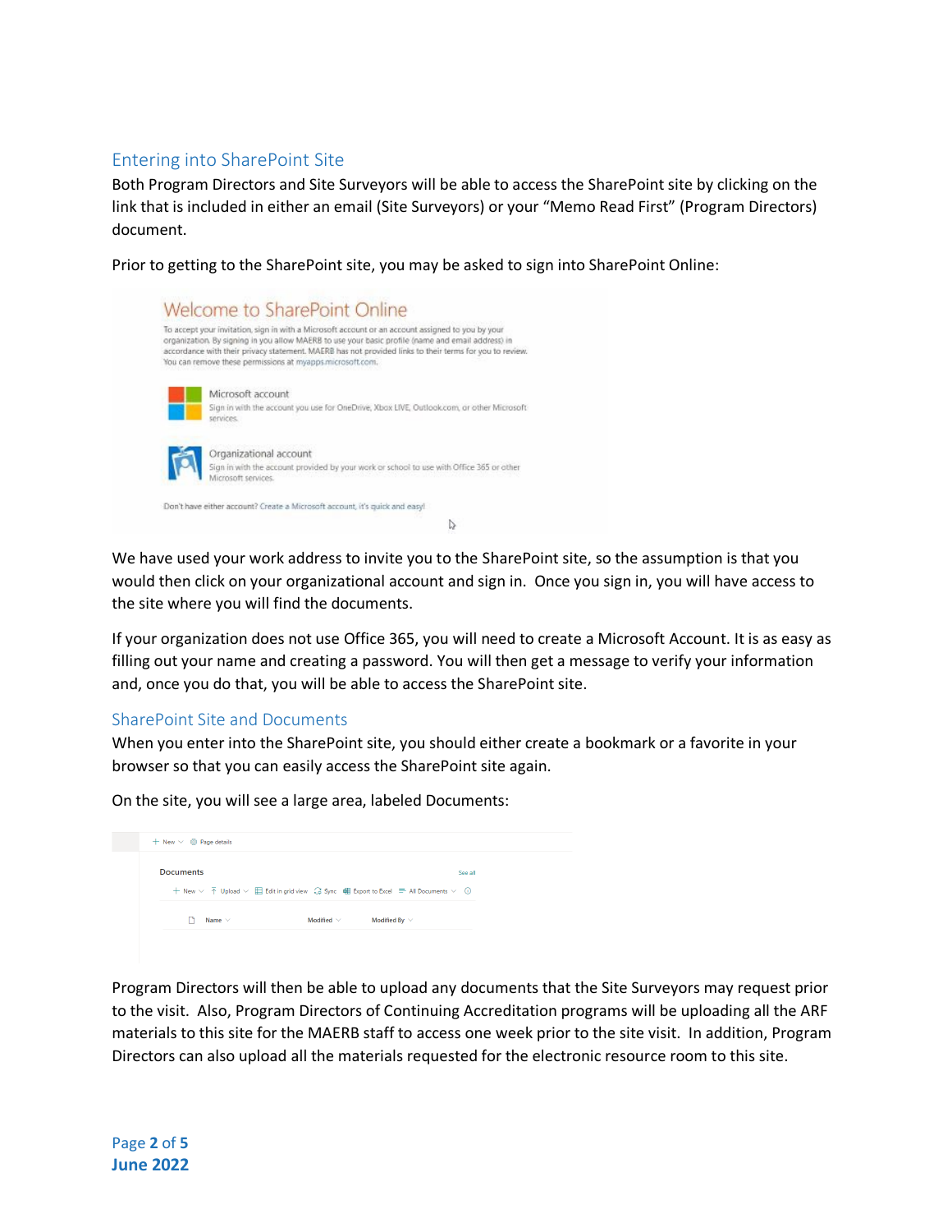## Entering into SharePoint Site

Both Program Directors and Site Surveyors will be able to access the SharePoint site by clicking on the link that is included in either an email (Site Surveyors) or your "Memo Read First" (Program Directors) document.

Prior to getting to the SharePoint site, you may be asked to sign into SharePoint Online:

We have used your work address to invite you to the SharePoint site, so the assumption is that you would then click on your organizational account and sign in. Once you sign in, you will have access to the site where you will find the documents.

If your organization does not use Office 365, you will need to create a Microsoft Account. It is as easy as filling out your name and creating a password. You will then get a message to verify your information and, once you do that, you will be able to access the SharePoint site.

## SharePoint Site and Documents

When you enter into the SharePoint site, you should either create a bookmark or a favorite in your browser so that you can easily access the SharePoint site again.

On the site, you will see a large area, labeled Documents:

Program Directors will then be able to upload any documents that the Site Surveyors may request prior to the visit. Also, Program Directors of Continuing Accreditation programs will be uploading all the ARF materials to this site for the MAERB staff to access one week prior to the site visit. In addition, Program Directors can also upload all the materials requested for the electronic resource room to this site.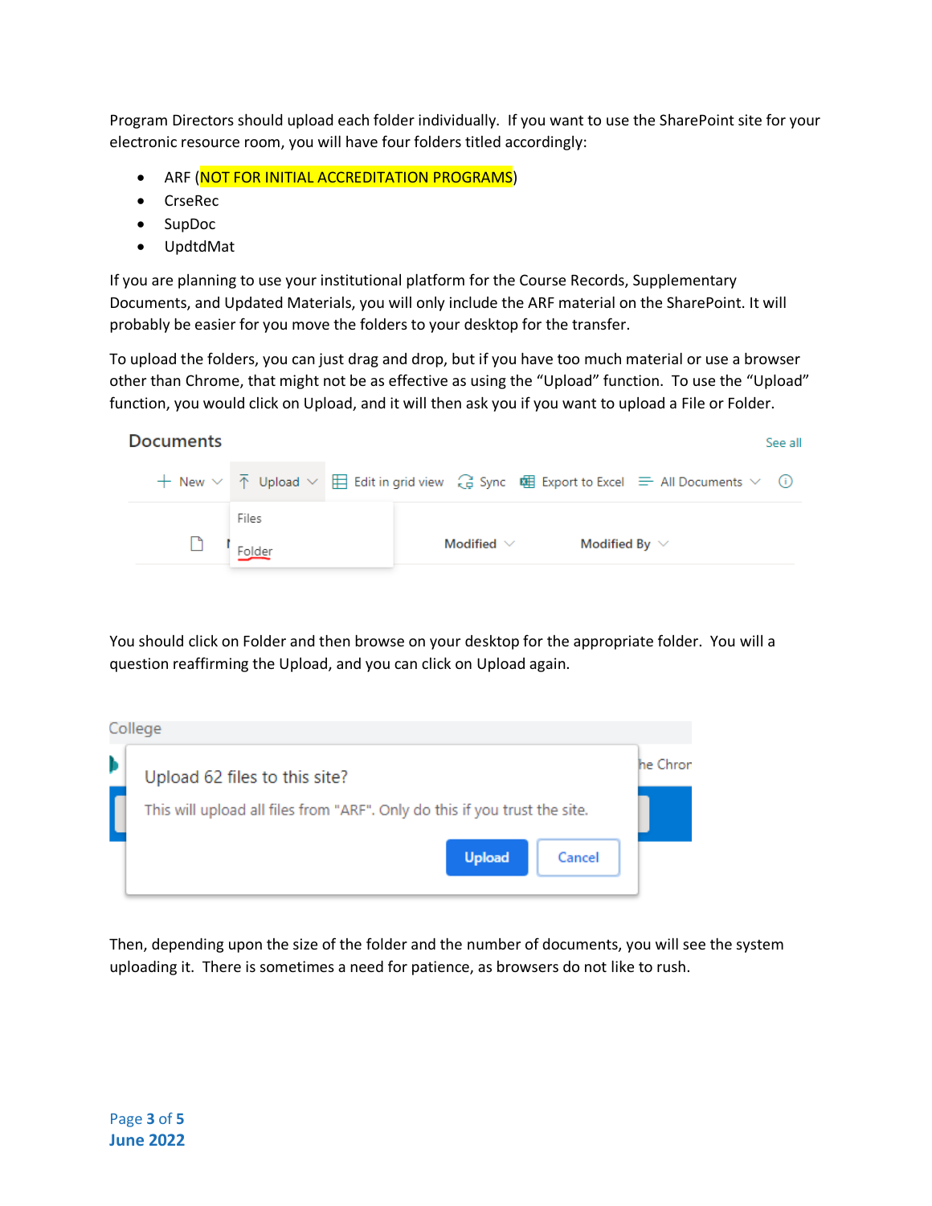Program Directors should upload each folder individually. If you want to use the SharePoint site for your electronic resource room, you will have four folders titled accordingly:

- ARF (NOT FOR INITIAL ACCREDITATION PROGRAMS)
- CrseRec
- SupDoc
- UpdtdMat

If you are planning to use your institutional platform for the Course Records, Supplementary Documents, and Updated Materials, you will only include the ARF material on the SharePoint. It will probably be easier for you move the folders to your desktop for the transfer.

To upload the folders, you can just drag and drop, but if you have too much material or use a browser other than Chrome, that might not be as effective as using the "Upload" function. To use the "Upload" function, you would click on Upload, and it will then ask you if you want to upload a File or Folder.

You should click on Folder and then browse on your desktop for the appropriate folder. You will a question reaffirming the Upload, and you can click on Upload again.

Then, depending upon the size of the folder and the number of documents, you will see the system uploading it. There is sometimes a need for patience, as browsers do not like to rush.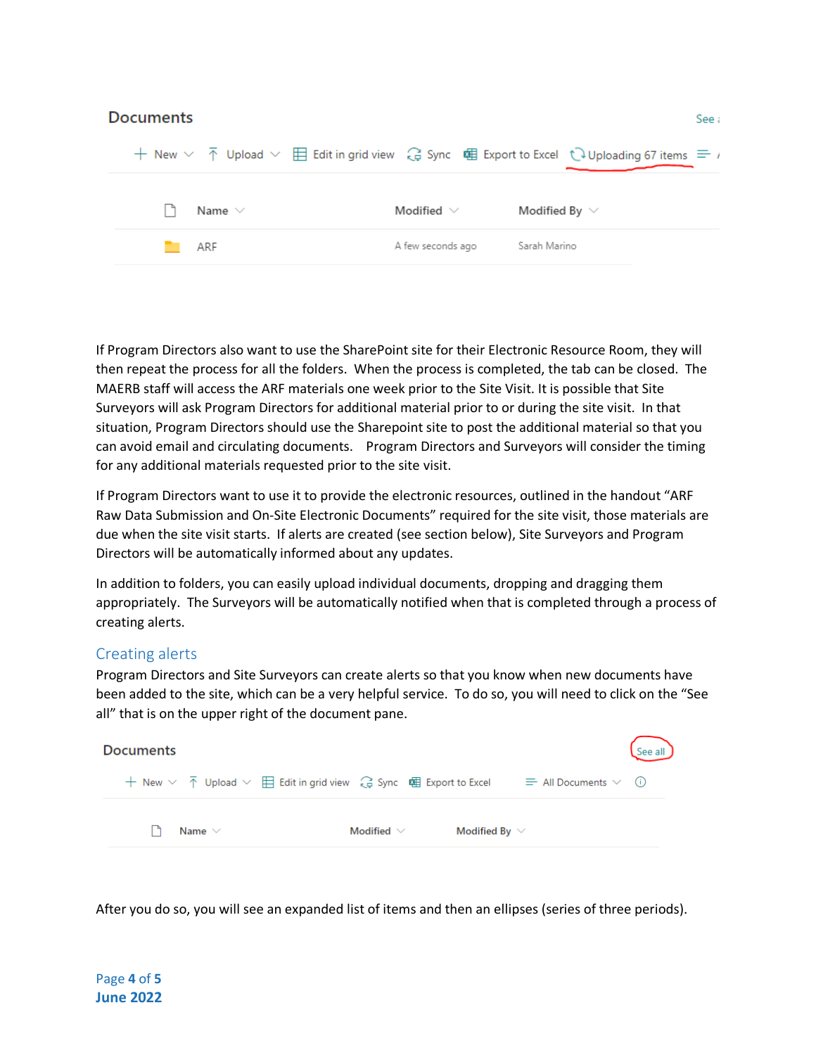If Program Directors also want to use the SharePoint site for their Electronic Resource Room, they will then repeat the process for all the folders. When the process is completed, the tab can be closed. The MAERB staff will access the ARF materials one week prior to the Site Visit. It is possible that Site Surveyors will ask Program Directors for additional material prior to or during the site visit. In that situation, Program Directors should use the Sharepoint site to post the additional material so that you can avoid email and circulating documents. Program Directors and Surveyors will consider the timing for any additional materials requested prior to the site visit.

If Program Directors want to use it to provide the electronic resources, outlined in the handout "ARF Raw Data Submission and On-Site Electronic Documents" required for the site visit, those materials are due when the site visit starts. If alerts are created (see section below), Site Surveyors and Program Directors will be automatically informed about any updates.

In addition to folders, you can easily upload individual documents, dropping and dragging them appropriately. The Surveyors will be automatically notified when that is completed through a process of creating alerts.

## Creating alerts

Program Directors and Site Surveyors can create alerts so that you know when new documents have been added to the site, which can be a very helpful service. To do so, you will need to click on the "See all" that is on the upper right of the document pane.

After you do so, you will see an expanded list of items and then an ellipses (series of three periods).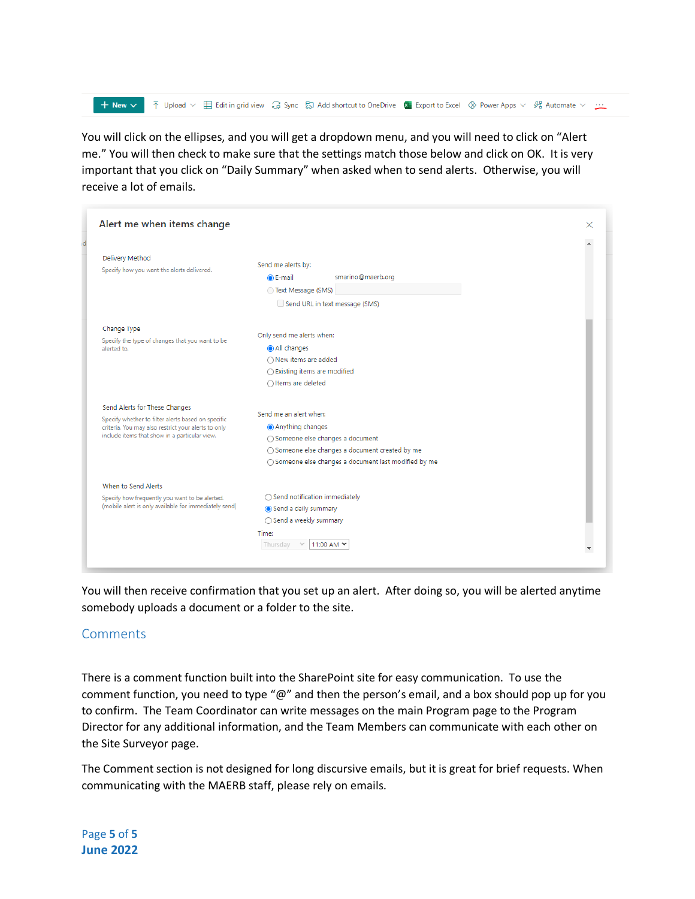You will click on the ellipses, and you will get a dropdown menu, and you will need to click on "Alert me." You will then check to make sure that the settings match those below and click on OK. It is very important that you click on "Daily Summary" when asked when to send alerts. Otherwise, you will receive a lot of emails.

You will then receive confirmation that you set up an alert. After doing so, you will be alerted anytime somebody uploads a document or a folder to the site.

## Comments

There is a comment function built into the SharePoint site for easy communication. To use the comment function, you need to type "@" and then the person's email, and a box should pop up for you to confirm. The Team Coordinator can write messages on the main Program page to the Program Director for any additional information, and the Team Members can communicate with each other on the Site Surveyor page.

The Comment section is not designed for long discursive emails, but it is great for brief requests. When communicating with the MAERB staff, please rely on emails.

June 2022